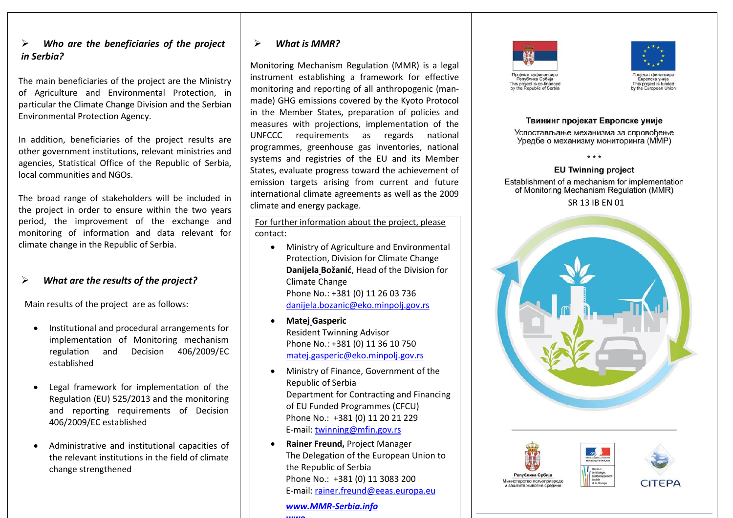## Who are the beneficiaries of the project in Serbia?

The main beneficiaries of the project are the Ministry of Agriculture and Environmental Protection, in particular the Climate Change Division and the Serbian Environmental Protection Agency.

In addition, beneficiaries of the project results are other government institutions, relevant ministries and agencies, Statistical Office of the Republic of Serbia, local communities and NGOs.

The broad range of stakeholders will be included in the project in order to ensure within the two years period, the improvement of the exchange and monitoring of information and data relevant for climate change in the Republic of Serbia.

## What are the results of the project?

Main results of the project are as follows:

- Institutional and procedural arrangements for implementation of Monitoring mechanism regulation and Decision 406/2009/EC established
- Legal framework for implementation of the Regulation (EU) 525/2013 and the monitoring and reporting requirements of Decision 406/2009/EC established
- Administrative and institutional capacities of the relevant institutions in the field of climate change strengthened

## What is MMR?

Monitoring Mechanism Regulation (MMR) is a legal instrument establishing a framework for effective monitoring and reporting of all anthropogenic (man-made) GHG emissions covered by the Kyoto Protocol in the Member States, preparation of policies and measures with projections, implementation of the UNFCCC requirements as regards national programmes, greenhouse gas inventories, national systems and registries of the EU and its Member States, evaluate progress toward the achievement of emission targets arising from current and future international climate agreements as well as the 2009 climate and energy package.

For further information about the project, please contact:

- Ministry of Agriculture and Environmental Protection, Division for Climate Change
  **Danijela Božanić**, Head of the Division for Climate Change
  Phone No.: +381 (0) 11 26 03 736
  danijela.bozanic@eko.minpolj.gov.rs
- **Matej Gasperic**
  Resident Twinning Advisor
  Phone No.: +381 (0) 11 36 10 750
  matej.gasperic@eko.minpolj.gov.rs
- Ministry of Finance, Government of the Republic of Serbia
  Department for Contracting and Financing of EU Funded Programmes (CFCU)
  Phone No.: +381 (0) 11 20 21 229
  E-mail: twinning@mfin.gov.rs
- **Rainer Freund,** Project Manager
  The Delegation of the European Union to the Republic of Serbia
  Phone No.: +381 (0) 11 3083 200
  E-mail: rainer.freund@eeas.europa.eu

***www.MMR-Serbia.info***

Пројекат суфинансира Република Србија
This project is co-financed by the Republic of Serbia

Пројекат финансира Европска унија
This project is funded by the European Union

**Твининг пројекат Европске уније**

Успостављање механизма за спровођење Уредбе о механизму мониторинга (ММР)

\* \* \*

**EU Twinning project**

Establishment of a mechanism for implementation of Monitoring Mechanism Regulation (MMR)

SR 13 IB EN 01

Република Србија
Министарство пољопривреде и заштите животне средине

CITEPA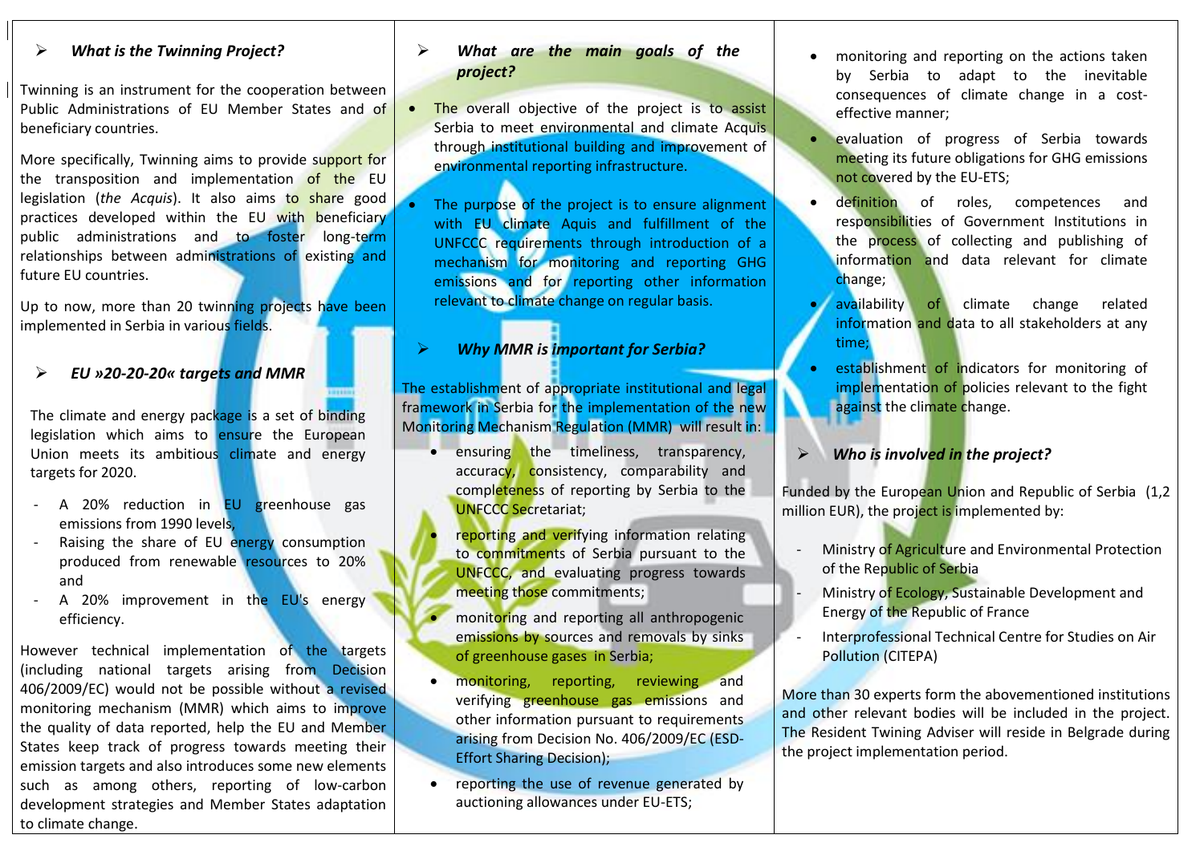### What is the Twinning Project?

Twinning is an instrument for the cooperation between Public Administrations of EU Member States and of beneficiary countries.

More specifically, Twinning aims to provide support for the transposition and implementation of the EU legislation (*the Acquis*). It also aims to share good practices developed within the EU with beneficiary public administrations and to foster long-term relationships between administrations of existing and future EU countries.

Up to now, more than 20 twinning projects have been implemented in Serbia in various fields.

### EU »20-20-20« targets and MMR

The climate and energy package is a set of binding legislation which aims to ensure the European Union meets its ambitious climate and energy targets for 2020.

- A 20% reduction in EU greenhouse gas emissions from 1990 levels,
- Raising the share of EU energy consumption produced from renewable resources to 20% and
- A 20% improvement in the EU's energy efficiency.

However technical implementation of the targets (including national targets arising from Decision 406/2009/EC) would not be possible without a revised monitoring mechanism (MMR) which aims to improve the quality of data reported, help the EU and Member States keep track of progress towards meeting their emission targets and also introduces some new elements such as among others, reporting of low-carbon development strategies and Member States adaptation to climate change.

### What are the main goals of the project?

- The overall objective of the project is to assist Serbia to meet environmental and climate Acquis through institutional building and improvement of environmental reporting infrastructure.
- The purpose of the project is to ensure alignment with EU climate Aquis and fulfillment of the UNFCCC requirements through introduction of a mechanism for monitoring and reporting GHG emissions and for reporting other information relevant to climate change on regular basis.

### Why MMR is important for Serbia?

The establishment of appropriate institutional and legal framework in Serbia for the implementation of the new Monitoring Mechanism Regulation (MMR) will result in:

- ensuring the timeliness, transparency, accuracy, consistency, comparability and completeness of reporting by Serbia to the UNFCCC Secretariat;
- reporting and verifying information relating to commitments of Serbia pursuant to the UNFCCC, and evaluating progress towards meeting those commitments;
- monitoring and reporting all anthropogenic emissions by sources and removals by sinks of greenhouse gases in Serbia;
- monitoring, reporting, reviewing and verifying greenhouse gas emissions and other information pursuant to requirements arising from Decision No. 406/2009/EC (ESD-Effort Sharing Decision);
- reporting the use of revenue generated by auctioning allowances under EU-ETS;
- monitoring and reporting on the actions taken by Serbia to adapt to the inevitable consequences of climate change in a cost-effective manner;
- evaluation of progress of Serbia towards meeting its future obligations for GHG emissions not covered by the EU-ETS;
- definition of roles, competences and responsibilities of Government Institutions in the process of collecting and publishing of information and data relevant for climate change;
- availability of climate change related information and data to all stakeholders at any time;
- establishment of indicators for monitoring of implementation of policies relevant to the fight against the climate change.

### Who is involved in the project?

Funded by the European Union and Republic of Serbia (1,2 million EUR), the project is implemented by:

- Ministry of Agriculture and Environmental Protection of the Republic of Serbia
- Ministry of Ecology, Sustainable Development and Energy of the Republic of France
- Interprofessional Technical Centre for Studies on Air Pollution (CITEPA)

More than 30 experts form the abovementioned institutions and other relevant bodies will be included in the project. The Resident Twining Adviser will reside in Belgrade during the project implementation period.